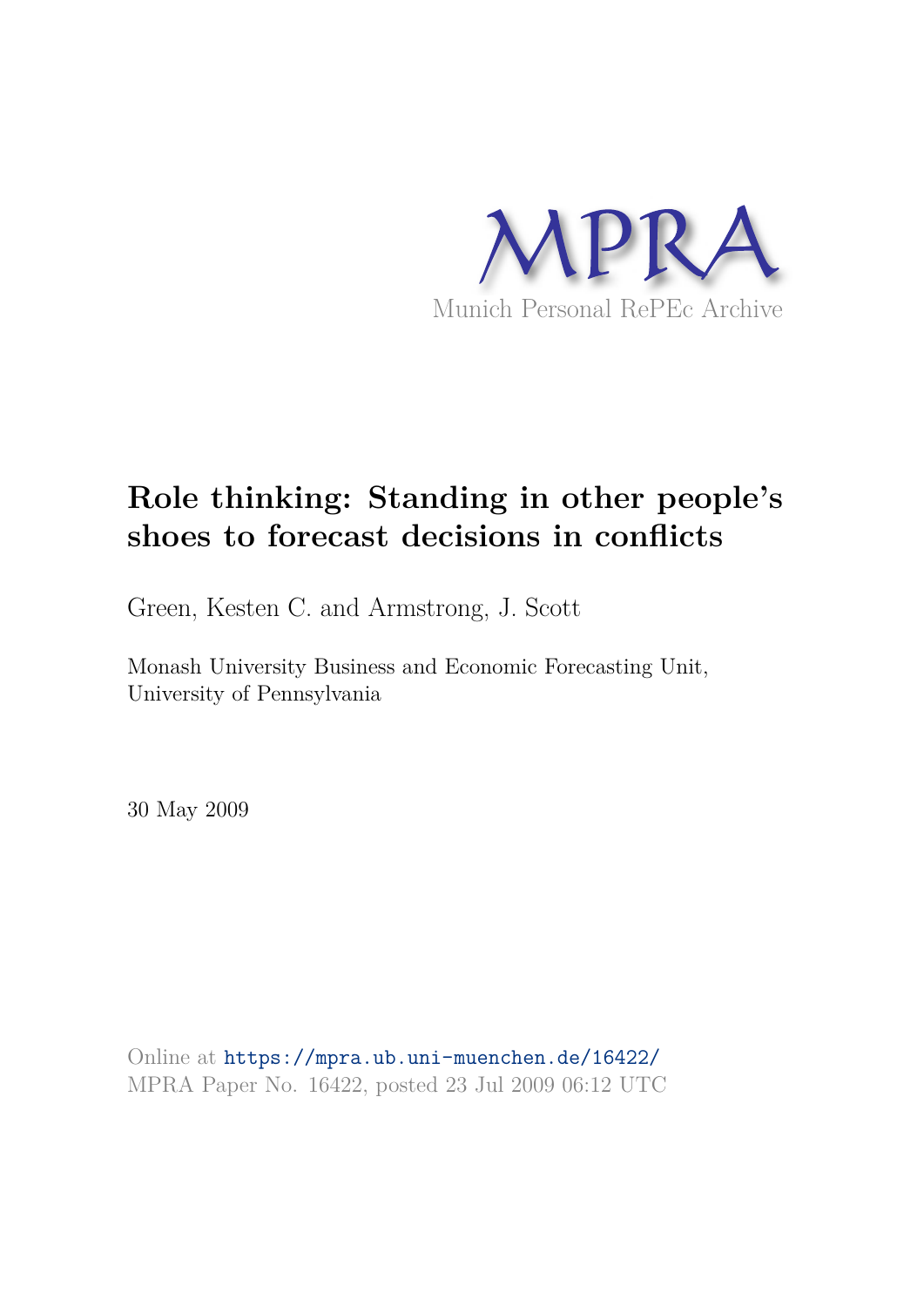MPRA

Munich Personal RePEc Archive

# Role thinking: Standing in other people's shoes to forecast decisions in conflicts

Green, Kesten C. and Armstrong, J. Scott

Monash University Business and Economic Forecasting Unit, University of Pennsylvania

30 May 2009

Online at https://mpra.ub.uni-muenchen.de/16422/
MPRA Paper No. 16422, posted 23 Jul 2009 06:12 UTC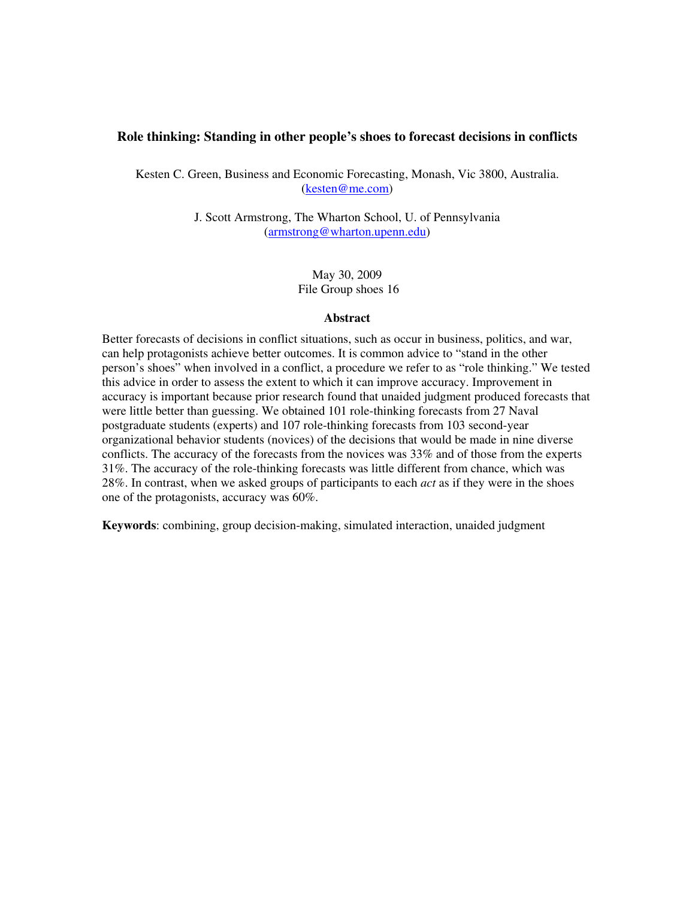# Role thinking: Standing in other people's shoes to forecast decisions in conflicts

Kesten C. Green, Business and Economic Forecasting, Monash, Vic 3800, Australia. (kesten@me.com)

J. Scott Armstrong, The Wharton School, U. of Pennsylvania (armstrong@wharton.upenn.edu)

May 30, 2009
File Group shoes 16

## Abstract

Better forecasts of decisions in conflict situations, such as occur in business, politics, and war, can help protagonists achieve better outcomes. It is common advice to "stand in the other person's shoes" when involved in a conflict, a procedure we refer to as "role thinking." We tested this advice in order to assess the extent to which it can improve accuracy. Improvement in accuracy is important because prior research found that unaided judgment produced forecasts that were little better than guessing. We obtained 101 role-thinking forecasts from 27 Naval postgraduate students (experts) and 107 role-thinking forecasts from 103 second-year organizational behavior students (novices) of the decisions that would be made in nine diverse conflicts. The accuracy of the forecasts from the novices was 33% and of those from the experts 31%. The accuracy of the role-thinking forecasts was little different from chance, which was 28%. In contrast, when we asked groups of participants to each *act* as if they were in the shoes one of the protagonists, accuracy was 60%.

**Keywords**: combining, group decision-making, simulated interaction, unaided judgment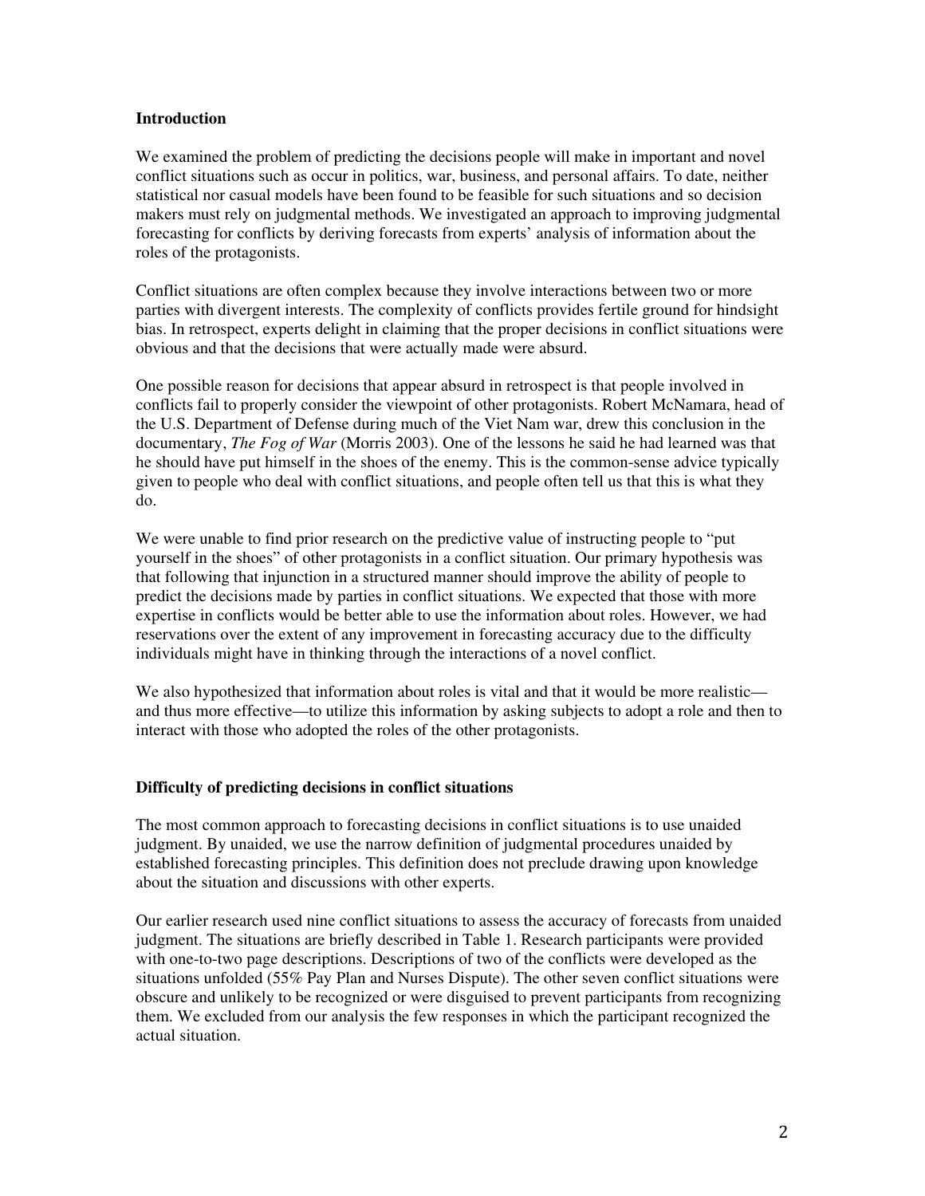## Introduction

We examined the problem of predicting the decisions people will make in important and novel conflict situations such as occur in politics, war, business, and personal affairs. To date, neither statistical nor casual models have been found to be feasible for such situations and so decision makers must rely on judgmental methods. We investigated an approach to improving judgmental forecasting for conflicts by deriving forecasts from experts' analysis of information about the roles of the protagonists.

Conflict situations are often complex because they involve interactions between two or more parties with divergent interests. The complexity of conflicts provides fertile ground for hindsight bias. In retrospect, experts delight in claiming that the proper decisions in conflict situations were obvious and that the decisions that were actually made were absurd.

One possible reason for decisions that appear absurd in retrospect is that people involved in conflicts fail to properly consider the viewpoint of other protagonists. Robert McNamara, head of the U.S. Department of Defense during much of the Viet Nam war, drew this conclusion in the documentary, *The Fog of War* (Morris 2003). One of the lessons he said he had learned was that he should have put himself in the shoes of the enemy. This is the common-sense advice typically given to people who deal with conflict situations, and people often tell us that this is what they do.

We were unable to find prior research on the predictive value of instructing people to "put yourself in the shoes" of other protagonists in a conflict situation. Our primary hypothesis was that following that injunction in a structured manner should improve the ability of people to predict the decisions made by parties in conflict situations. We expected that those with more expertise in conflicts would be better able to use the information about roles. However, we had reservations over the extent of any improvement in forecasting accuracy due to the difficulty individuals might have in thinking through the interactions of a novel conflict.

We also hypothesized that information about roles is vital and that it would be more realistic—and thus more effective—to utilize this information by asking subjects to adopt a role and then to interact with those who adopted the roles of the other protagonists.

## Difficulty of predicting decisions in conflict situations

The most common approach to forecasting decisions in conflict situations is to use unaided judgment. By unaided, we use the narrow definition of judgmental procedures unaided by established forecasting principles. This definition does not preclude drawing upon knowledge about the situation and discussions with other experts.

Our earlier research used nine conflict situations to assess the accuracy of forecasts from unaided judgment. The situations are briefly described in Table 1. Research participants were provided with one-to-two page descriptions. Descriptions of two of the conflicts were developed as the situations unfolded (55% Pay Plan and Nurses Dispute). The other seven conflict situations were obscure and unlikely to be recognized or were disguised to prevent participants from recognizing them. We excluded from our analysis the few responses in which the participant recognized the actual situation.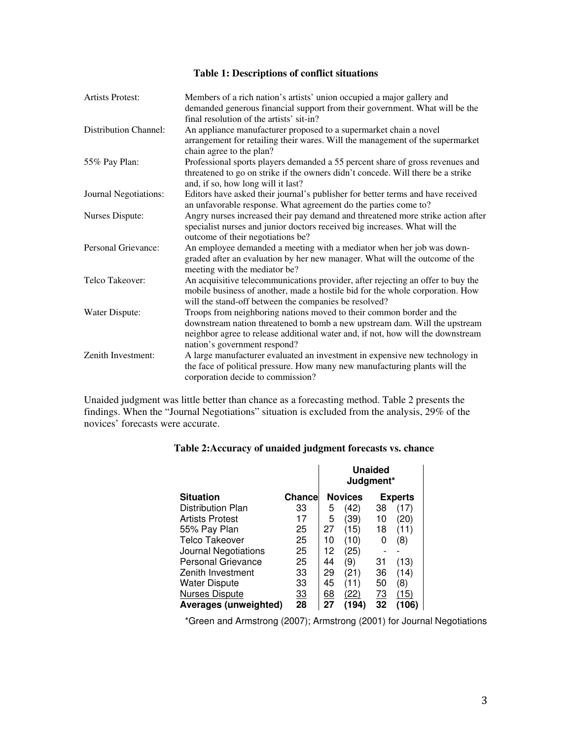**Table 1: Descriptions of conflict situations**

| | |
|---|---|
| Artists Protest: | Members of a rich nation's artists' union occupied a major gallery and demanded generous financial support from their government. What will be the final resolution of the artists' sit-in? |
| Distribution Channel: | An appliance manufacturer proposed to a supermarket chain a novel arrangement for retailing their wares. Will the management of the supermarket chain agree to the plan? |
| 55% Pay Plan: | Professional sports players demanded a 55 percent share of gross revenues and threatened to go on strike if the owners didn't concede. Will there be a strike and, if so, how long will it last? |
| Journal Negotiations: | Editors have asked their journal's publisher for better terms and have received an unfavorable response. What agreement do the parties come to? |
| Nurses Dispute: | Angry nurses increased their pay demand and threatened more strike action after specialist nurses and junior doctors received big increases. What will the outcome of their negotiations be? |
| Personal Grievance: | An employee demanded a meeting with a mediator when her job was down-graded after an evaluation by her new manager. What will the outcome of the meeting with the mediator be? |
| Telco Takeover: | An acquisitive telecommunications provider, after rejecting an offer to buy the mobile business of another, made a hostile bid for the whole corporation. How will the stand-off between the companies be resolved? |
| Water Dispute: | Troops from neighboring nations moved to their common border and the downstream nation threatened to bomb a new upstream dam. Will the upstream neighbor agree to release additional water and, if not, how will the downstream nation's government respond? |
| Zenith Investment: | A large manufacturer evaluated an investment in expensive new technology in the face of political pressure. How many new manufacturing plants will the corporation decide to commission? |

Unaided judgment was little better than chance as a forecasting method. Table 2 presents the findings. When the "Journal Negotiations" situation is excluded from the analysis, 29% of the novices' forecasts were accurate.

**Table 2:Accuracy of unaided judgment forecasts vs. chance**

| | | Unaided Judgment* | | | |
|---|---|---|---|---|---|
| **Situation** | **Chance** | **Novices** | | **Experts** | |
| Distribution Plan | 33 | 5 | (42) | 38 | (17) |
| Artists Protest | 17 | 5 | (39) | 10 | (20) |
| 55% Pay Plan | 25 | 27 | (15) | 18 | (11) |
| Telco Takeover | 25 | 10 | (10) | 0 | (8) |
| Journal Negotiations | 25 | 12 | (25) | - | - |
| Personal Grievance | 25 | 44 | (9) | 31 | (13) |
| Zenith Investment | 33 | 29 | (21) | 36 | (14) |
| Water Dispute | 33 | 45 | (11) | 50 | (8) |
| Nurses Dispute | 33 | 68 | (22) | 73 | (15) |
| **Averages (unweighted)** | **28** | **27** | **(194)** | **32** | **(106)** |

*Green and Armstrong (2007); Armstrong (2001) for Journal Negotiations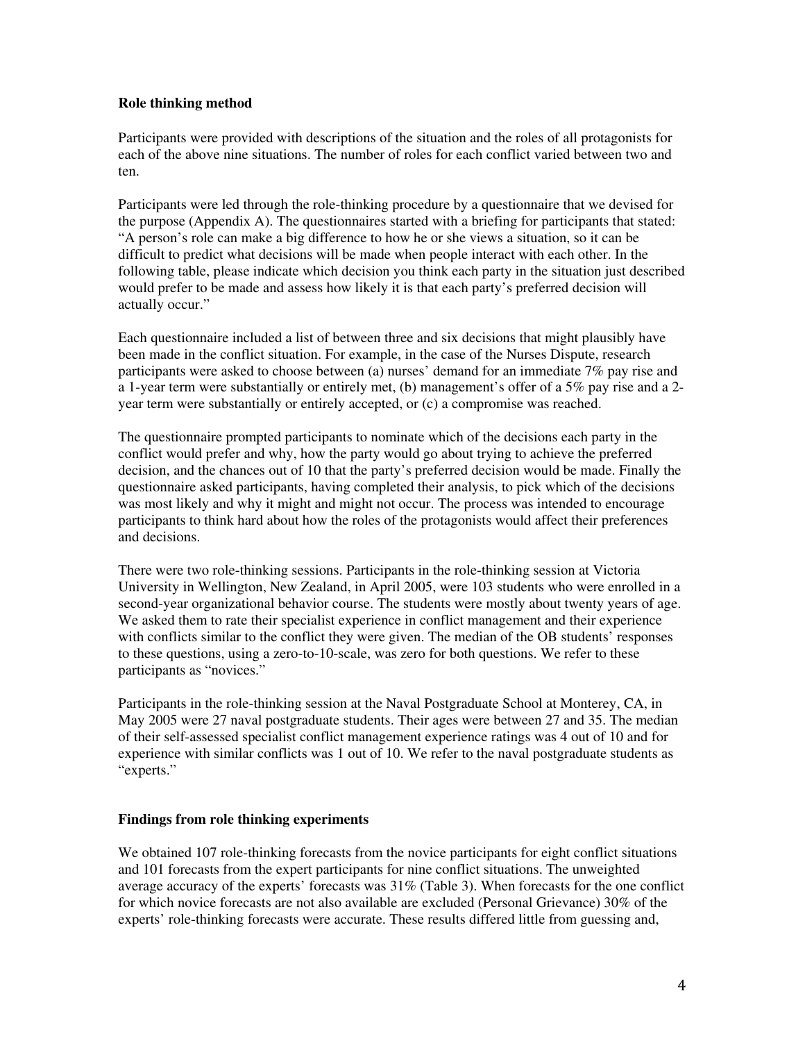### Role thinking method

Participants were provided with descriptions of the situation and the roles of all protagonists for each of the above nine situations. The number of roles for each conflict varied between two and ten.

Participants were led through the role-thinking procedure by a questionnaire that we devised for the purpose (Appendix A). The questionnaires started with a briefing for participants that stated: "A person's role can make a big difference to how he or she views a situation, so it can be difficult to predict what decisions will be made when people interact with each other. In the following table, please indicate which decision you think each party in the situation just described would prefer to be made and assess how likely it is that each party's preferred decision will actually occur."

Each questionnaire included a list of between three and six decisions that might plausibly have been made in the conflict situation. For example, in the case of the Nurses Dispute, research participants were asked to choose between (a) nurses' demand for an immediate 7% pay rise and a 1-year term were substantially or entirely met, (b) management's offer of a 5% pay rise and a 2-year term were substantially or entirely accepted, or (c) a compromise was reached.

The questionnaire prompted participants to nominate which of the decisions each party in the conflict would prefer and why, how the party would go about trying to achieve the preferred decision, and the chances out of 10 that the party's preferred decision would be made. Finally the questionnaire asked participants, having completed their analysis, to pick which of the decisions was most likely and why it might and might not occur. The process was intended to encourage participants to think hard about how the roles of the protagonists would affect their preferences and decisions.

There were two role-thinking sessions. Participants in the role-thinking session at Victoria University in Wellington, New Zealand, in April 2005, were 103 students who were enrolled in a second-year organizational behavior course. The students were mostly about twenty years of age. We asked them to rate their specialist experience in conflict management and their experience with conflicts similar to the conflict they were given. The median of the OB students' responses to these questions, using a zero-to-10-scale, was zero for both questions. We refer to these participants as "novices."

Participants in the role-thinking session at the Naval Postgraduate School at Monterey, CA, in May 2005 were 27 naval postgraduate students. Their ages were between 27 and 35. The median of their self-assessed specialist conflict management experience ratings was 4 out of 10 and for experience with similar conflicts was 1 out of 10. We refer to the naval postgraduate students as "experts."

### Findings from role thinking experiments

We obtained 107 role-thinking forecasts from the novice participants for eight conflict situations and 101 forecasts from the expert participants for nine conflict situations. The unweighted average accuracy of the experts' forecasts was 31% (Table 3). When forecasts for the one conflict for which novice forecasts are not also available are excluded (Personal Grievance) 30% of the experts' role-thinking forecasts were accurate. These results differed little from guessing and,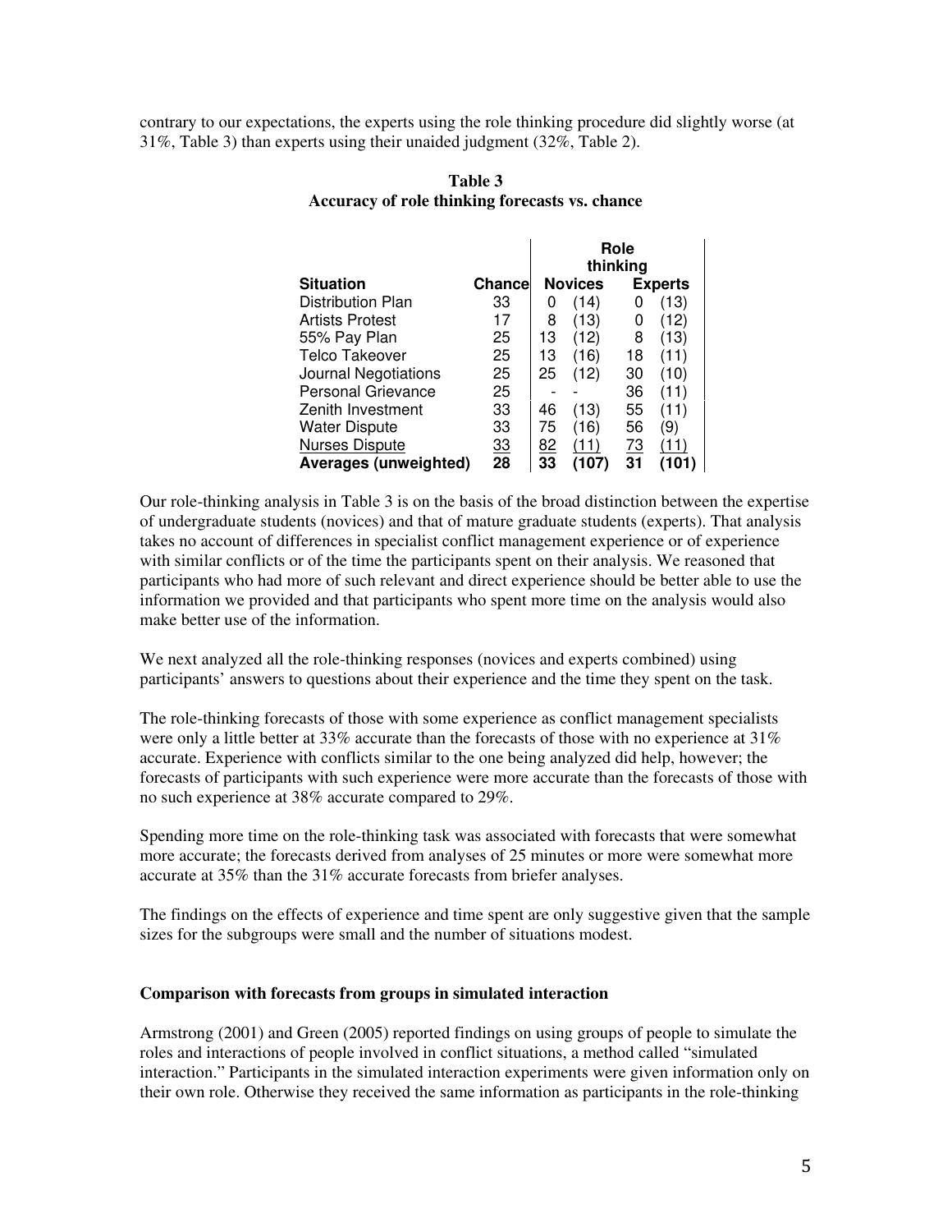contrary to our expectations, the experts using the role thinking procedure did slightly worse (at 31%, Table 3) than experts using their unaided judgment (32%, Table 2).

**Table 3**
**Accuracy of role thinking forecasts vs. chance**

| | | Role thinking | | | |
|---|---|---|---|---|---|
| **Situation** | **Chance** | **Novices** | | **Experts** | |
| Distribution Plan | 33 | 0 | (14) | 0 | (13) |
| Artists Protest | 17 | 8 | (13) | 0 | (12) |
| 55% Pay Plan | 25 | 13 | (12) | 8 | (13) |
| Telco Takeover | 25 | 13 | (16) | 18 | (11) |
| Journal Negotiations | 25 | 25 | (12) | 30 | (10) |
| Personal Grievance | 25 | - | - | 36 | (11) |
| Zenith Investment | 33 | 46 | (13) | 55 | (11) |
| Water Dispute | 33 | 75 | (16) | 56 | (9) |
| Nurses Dispute | 33 | 82 | (11) | 73 | (11) |
| **Averages (unweighted)** | **28** | **33** | **(107)** | **31** | **(101)** |

Our role-thinking analysis in Table 3 is on the basis of the broad distinction between the expertise of undergraduate students (novices) and that of mature graduate students (experts). That analysis takes no account of differences in specialist conflict management experience or of experience with similar conflicts or of the time the participants spent on their analysis. We reasoned that participants who had more of such relevant and direct experience should be better able to use the information we provided and that participants who spent more time on the analysis would also make better use of the information.

We next analyzed all the role-thinking responses (novices and experts combined) using participants' answers to questions about their experience and the time they spent on the task.

The role-thinking forecasts of those with some experience as conflict management specialists were only a little better at 33% accurate than the forecasts of those with no experience at 31% accurate. Experience with conflicts similar to the one being analyzed did help, however; the forecasts of participants with such experience were more accurate than the forecasts of those with no such experience at 38% accurate compared to 29%.

Spending more time on the role-thinking task was associated with forecasts that were somewhat more accurate; the forecasts derived from analyses of 25 minutes or more were somewhat more accurate at 35% than the 31% accurate forecasts from briefer analyses.

The findings on the effects of experience and time spent are only suggestive given that the sample sizes for the subgroups were small and the number of situations modest.

### Comparison with forecasts from groups in simulated interaction

Armstrong (2001) and Green (2005) reported findings on using groups of people to simulate the roles and interactions of people involved in conflict situations, a method called "simulated interaction." Participants in the simulated interaction experiments were given information only on their own role. Otherwise they received the same information as participants in the role-thinking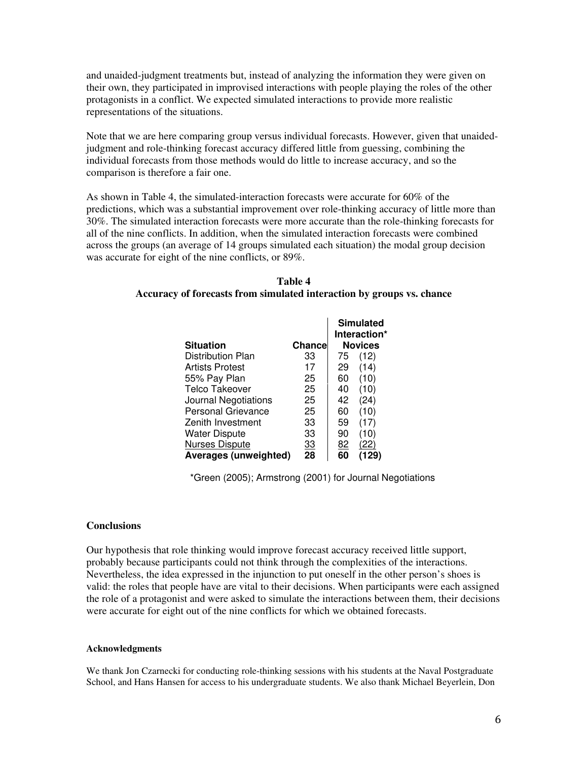and unaided-judgment treatments but, instead of analyzing the information they were given on their own, they participated in improvised interactions with people playing the roles of the other protagonists in a conflict. We expected simulated interactions to provide more realistic representations of the situations.

Note that we are here comparing group versus individual forecasts. However, given that unaided-judgment and role-thinking forecast accuracy differed little from guessing, combining the individual forecasts from those methods would do little to increase accuracy, and so the comparison is therefore a fair one.

As shown in Table 4, the simulated-interaction forecasts were accurate for 60% of the predictions, which was a substantial improvement over role-thinking accuracy of little more than 30%. The simulated interaction forecasts were more accurate than the role-thinking forecasts for all of the nine conflicts. In addition, when the simulated interaction forecasts were combined across the groups (an average of 14 groups simulated each situation) the modal group decision was accurate for eight of the nine conflicts, or 89%.

**Table 4**
**Accuracy of forecasts from simulated interaction by groups vs. chance**

| Situation | Chance | Simulated Interaction* Novices | |
|---|---|---|---|
| Distribution Plan | 33 | 75 | (12) |
| Artists Protest | 17 | 29 | (14) |
| 55% Pay Plan | 25 | 60 | (10) |
| Telco Takeover | 25 | 40 | (10) |
| Journal Negotiations | 25 | 42 | (24) |
| Personal Grievance | 25 | 60 | (10) |
| Zenith Investment | 33 | 59 | (17) |
| Water Dispute | 33 | 90 | (10) |
| Nurses Dispute | 33 | 82 | (22) |
| **Averages (unweighted)** | **28** | **60** | **(129)** |

*Green (2005); Armstrong (2001) for Journal Negotiations

### Conclusions

Our hypothesis that role thinking would improve forecast accuracy received little support, probably because participants could not think through the complexities of the interactions. Nevertheless, the idea expressed in the injunction to put oneself in the other person's shoes is valid: the roles that people have are vital to their decisions. When participants were each assigned the role of a protagonist and were asked to simulate the interactions between them, their decisions were accurate for eight out of the nine conflicts for which we obtained forecasts.

#### Acknowledgments

We thank Jon Czarnecki for conducting role-thinking sessions with his students at the Naval Postgraduate School, and Hans Hansen for access to his undergraduate students. We also thank Michael Beyerlein, Don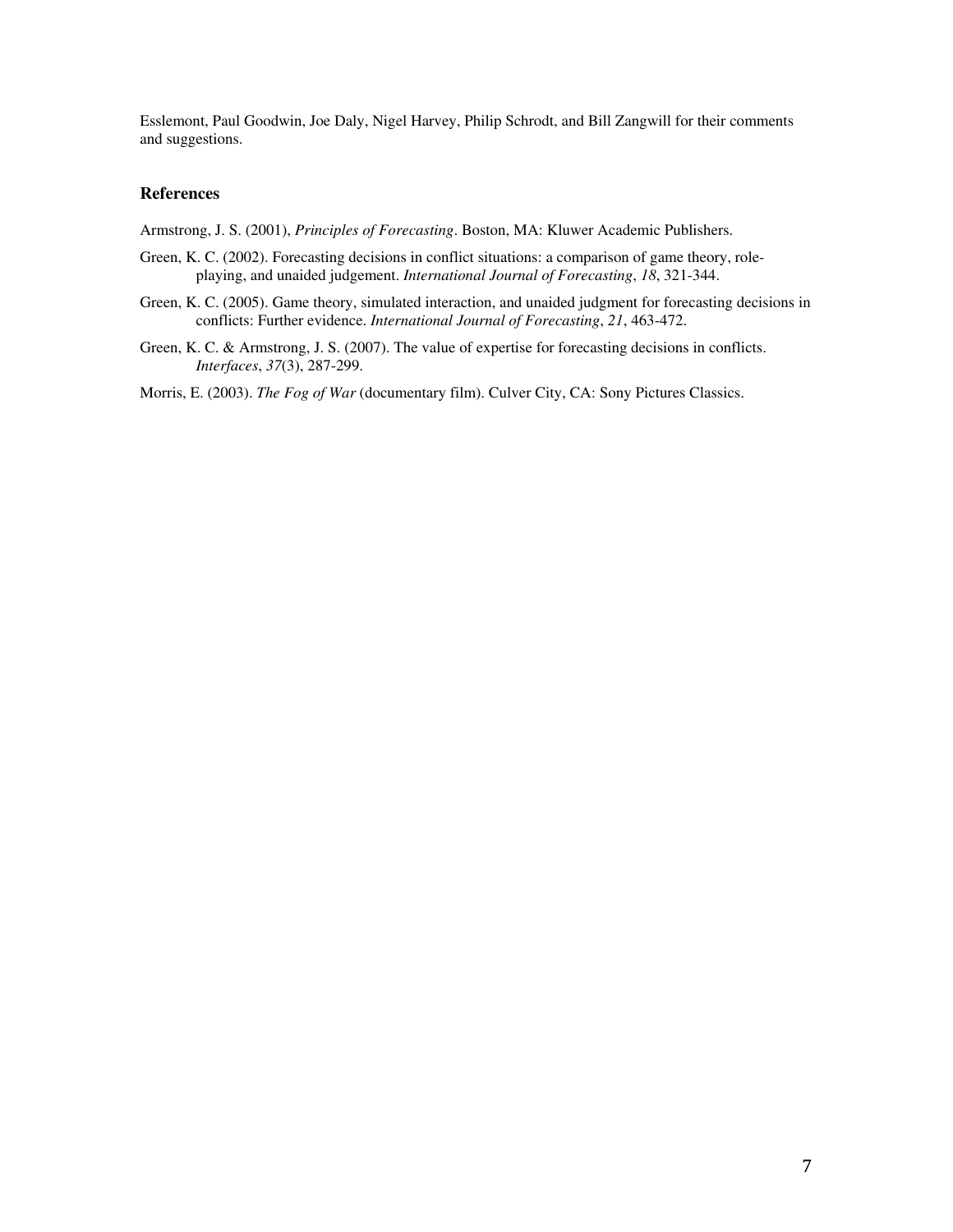Esslemont, Paul Goodwin, Joe Daly, Nigel Harvey, Philip Schrodt, and Bill Zangwill for their comments and suggestions.

## References

Armstrong, J. S. (2001), *Principles of Forecasting*. Boston, MA: Kluwer Academic Publishers.

Green, K. C. (2002). Forecasting decisions in conflict situations: a comparison of game theory, role-playing, and unaided judgement. *International Journal of Forecasting*, *18*, 321-344.

Green, K. C. (2005). Game theory, simulated interaction, and unaided judgment for forecasting decisions in conflicts: Further evidence. *International Journal of Forecasting*, *21*, 463-472.

Green, K. C. & Armstrong, J. S. (2007). The value of expertise for forecasting decisions in conflicts. *Interfaces*, *37*(3), 287-299.

Morris, E. (2003). *The Fog of War* (documentary film). Culver City, CA: Sony Pictures Classics.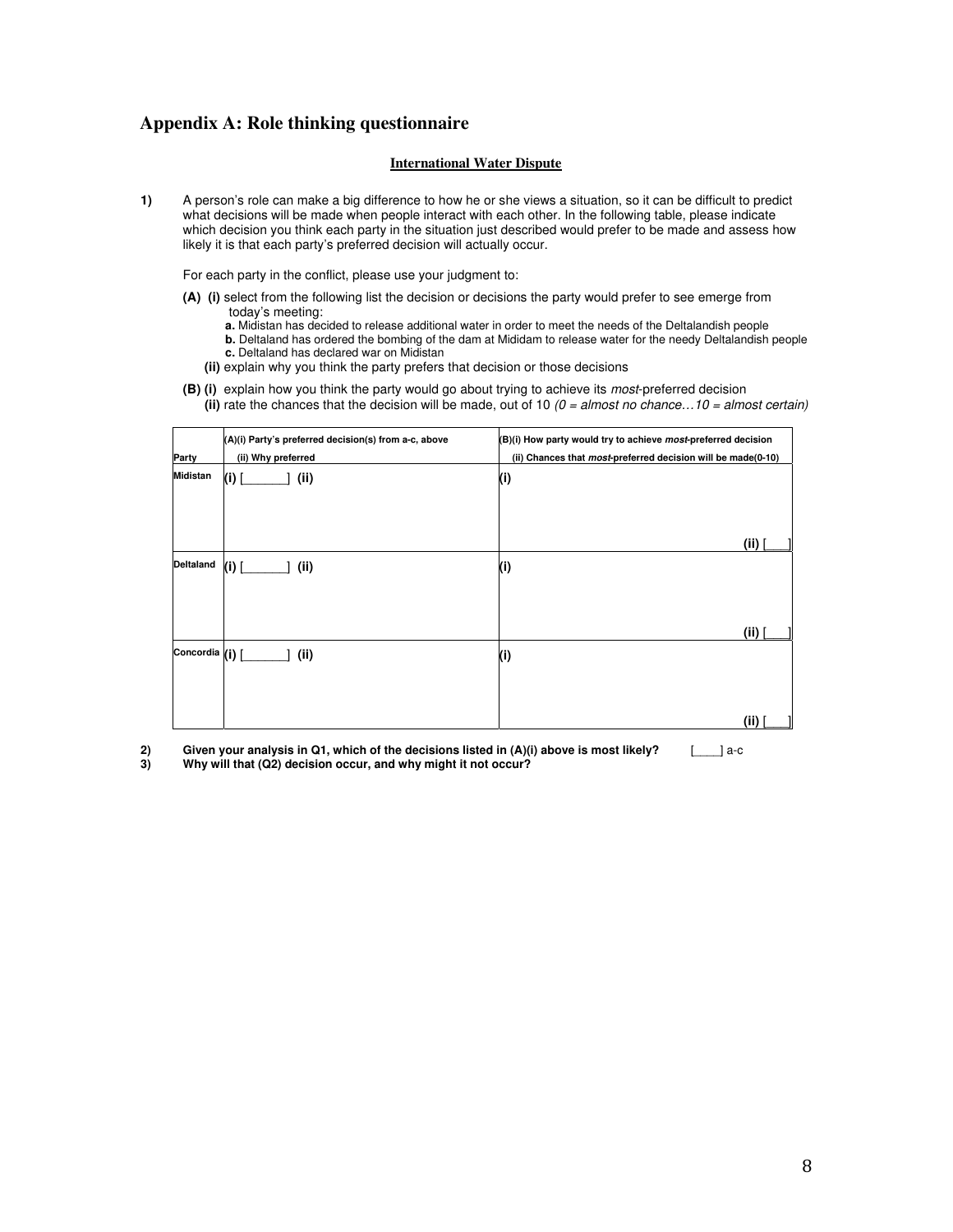## Appendix A: Role thinking questionnaire

**International Water Dispute**

**1)** A person's role can make a big difference to how he or she views a situation, so it can be difficult to predict what decisions will be made when people interact with each other. In the following table, please indicate which decision you think each party in the situation just described would prefer to be made and assess how likely it is that each party's preferred decision will actually occur.

For each party in the conflict, please use your judgment to:

**(A) (i)** select from the following list the decision or decisions the party would prefer to see emerge from today's meeting:

- **a.** Midistan has decided to release additional water in order to meet the needs of the Deltalandish people
- **b.** Deltaland has ordered the bombing of the dam at Mididam to release water for the needy Deltalandish people
- **c.** Deltaland has declared war on Midistan

**(ii)** explain why you think the party prefers that decision or those decisions

**(B) (i)** explain how you think the party would go about trying to achieve its *most*-preferred decision

**(ii)** rate the chances that the decision will be made, out of 10 *(0 = almost no chance…10 = almost certain)*

| Party | (A)(i) Party's preferred decision(s) from a-c, above<br>(ii) Why preferred | (B)(i) How party would try to achieve *most*-preferred decision<br>(ii) Chances that *most*-preferred decision will be made(0-10) |
|---|---|---|
| Midistan | **(i)** [______] **(ii)** | **(i)**<br><br>**(ii)** [___] |
| Deltaland | **(i)** [______] **(ii)** | **(i)**<br><br>**(ii)** [___] |
| Concordia | **(i)** [______] **(ii)** | **(i)**<br><br>**(ii)** [___] |

**2)** **Given your analysis in Q1, which of the decisions listed in (A)(i) above is most likely?** [____] a-c

**3)** **Why will that (Q2) decision occur, and why might it not occur?**